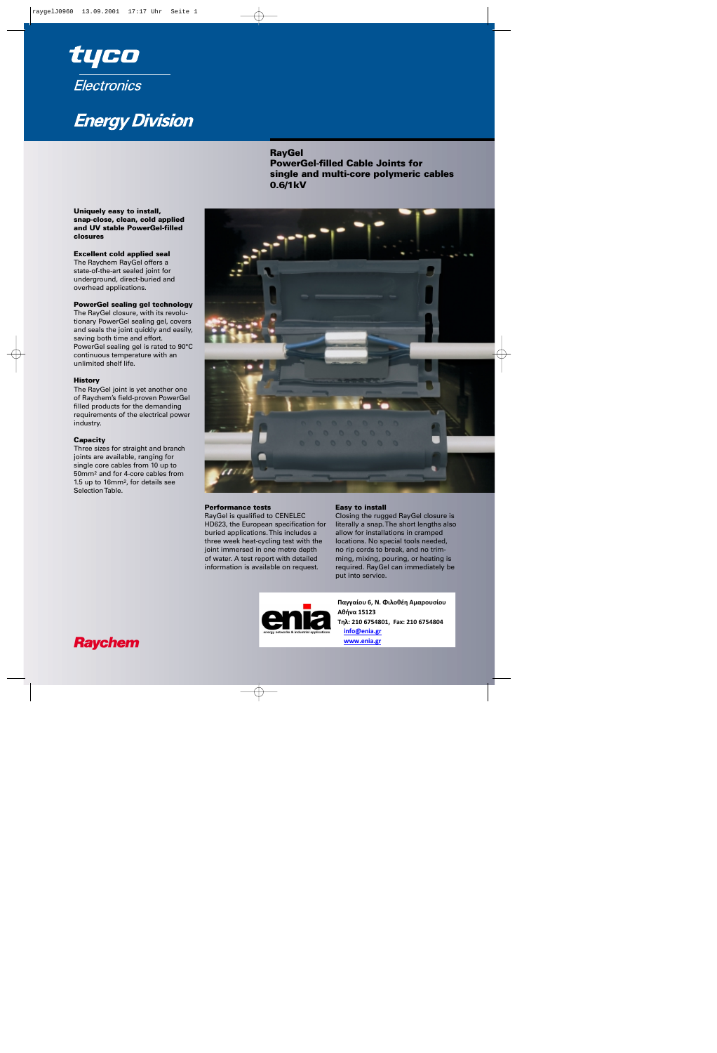tyco

Electronics

Energy Division

# RayGel
## PowerGel-filled Cable Joints for single and multi-core polymeric cables 0.6/1kV

**Uniquely easy to install, snap-close, clean, cold applied and UV stable PowerGel-filled closures**

**Excellent cold applied seal**
The Raychem RayGel offers a state-of-the-art sealed joint for underground, direct-buried and overhead applications.

**PowerGel sealing gel technology**
The RayGel closure, with its revolutionary PowerGel sealing gel, covers and seals the joint quickly and easily, saving both time and effort. PowerGel sealing gel is rated to 90°C continuous temperature with an unlimited shelf life.

**History**
The RayGel joint is yet another one of Raychem's field-proven PowerGel filled products for the demanding requirements of the electrical power industry.

**Capacity**
Three sizes for straight and branch joints are available, ranging for single core cables from 10 up to 50mm² and for 4-core cables from 1.5 up to 16mm², for details see Selection Table.

**Performance tests**
RayGel is qualified to CENELEC HD623, the European specification for buried applications. This includes a three week heat-cycling test with the joint immersed in one metre depth of water. A test report with detailed information is available on request.

**Easy to install**
Closing the rugged RayGel closure is literally a snap. The short lengths also allow for installations in cramped locations. No special tools needed, no rip cords to break, and no trimming, mixing, pouring, or heating is required. RayGel can immediately be put into service.

enia
energy networks & industrial applications

Παγγαίου 6, Ν. Φιλοθέη Αμαρουσίου
Αθήνα 15123
Τηλ: 210 6754801, Fax: 210 6754804
info@enia.gr
www.enia.gr

Raychem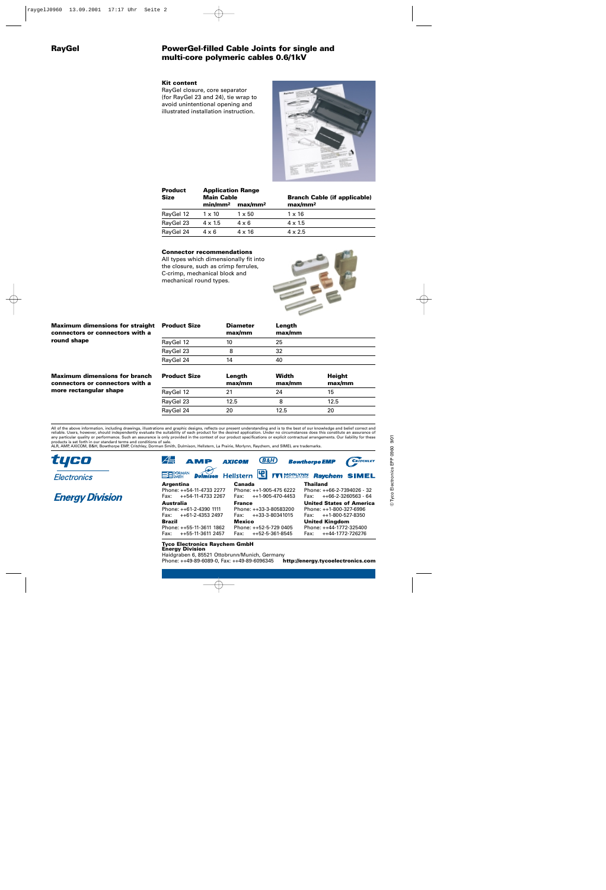**RayGel**

# PowerGel-filled Cable Joints for single and multi-core polymeric cables 0.6/1kV

### Kit content

RayGel closure, core separator (for RayGel 23 and 24), tie wrap to avoid unintentional opening and illustrated installation instruction.

| Product Size | Application Range Main Cable | | Branch Cable (if applicable) |
|---|---|---|---|
| | min/mm² | max/mm² | max/mm² |
| RayGel 12 | 1 x 10 | 1 x 50 | 1 x 16 |
| RayGel 23 | 4 x 1.5 | 4 x 6 | 4 x 1.5 |
| RayGel 24 | 4 x 6 | 4 x 16 | 4 x 2.5 |

### Connector recommendations

All types which dimensionally fit into the closure, such as crimp ferrules, C-crimp, mechanical block and mechanical round types.

**Maximum dimensions for straight connectors or connectors with a round shape**

| Product Size | Diameter max/mm | Length max/mm |
|---|---|---|
| RayGel 12 | 10 | 25 |
| RayGel 23 | 8 | 32 |
| RayGel 24 | 14 | 40 |

**Maximum dimensions for branch connectors or connectors with a more rectangular shape**

| Product Size | Length max/mm | Width max/mm | Height max/mm |
|---|---|---|---|
| RayGel 12 | 21 | 24 | 15 |
| RayGel 23 | 12.5 | 8 | 12.5 |
| RayGel 24 | 20 | 12.5 | 20 |

All of the above information, including drawings, illustrations and graphic designs, reflects our present understanding and is to the best of our knowledge and belief correct and reliable. Users, however, should independently evaluate the suitability of each product for the desired application. Under no circumstances does this constitute an assurance of any particular quality or performance. Such an assurance is only provided in the context of our product specifications or explicit contractual arrangements. Our liability for these products is set forth in our standard terms and conditions of sale.
ALR, AMP, AXICOM, B&H, Bowthorpe EMP, Critchley, Dorman Smith, Dulmison, Hellstern, La Prairie, Morlynn, Raychem, and SIMEL are trademarks.

tyco Electronics
Energy Division

AMP AXICOM B&H Bowthorpe EMP Critchley Dorman Smith Dulmison Hellstern Morlynn Insulators Raychem SIMEL

**Argentina**
Phone: ++54-11-4733 2277
Fax: ++54-11-4733 2267

**Australia**
Phone: ++61-2-4390 1111
Fax: ++61-2-4353 2497

**Brazil**
Phone: ++55-11-3611 1862
Fax: ++55-11-3611 2457

**Canada**
Phone: ++1-905-475 6222
Fax: ++1-905-470-4453

**France**
Phone: ++33-3-80583200
Fax: ++33-3-80341015

**Mexico**
Phone: ++52-5-729 0405
Fax: ++52-5-361-8545

**Thailand**
Phone: ++66-2-7394026 - 32
Fax: ++66-2-3260563 - 64

**United States of America**
Phone: ++1-800-327-6996
Fax: ++1-800-527-8350

**United Kingdom**
Phone: ++44-1772-325400
Fax: ++44-1772-726276

**Tyco Electronics Raychem GmbH**
**Energy Division**
Haidgraben 6, 85521 Ottobrunn/Munich, Germany
Phone: ++49-89-6089-0, Fax: ++49-89-6096345 **http://energy.tycoelectronics.com**

©Tyco Electronics EPP 0960 9/01